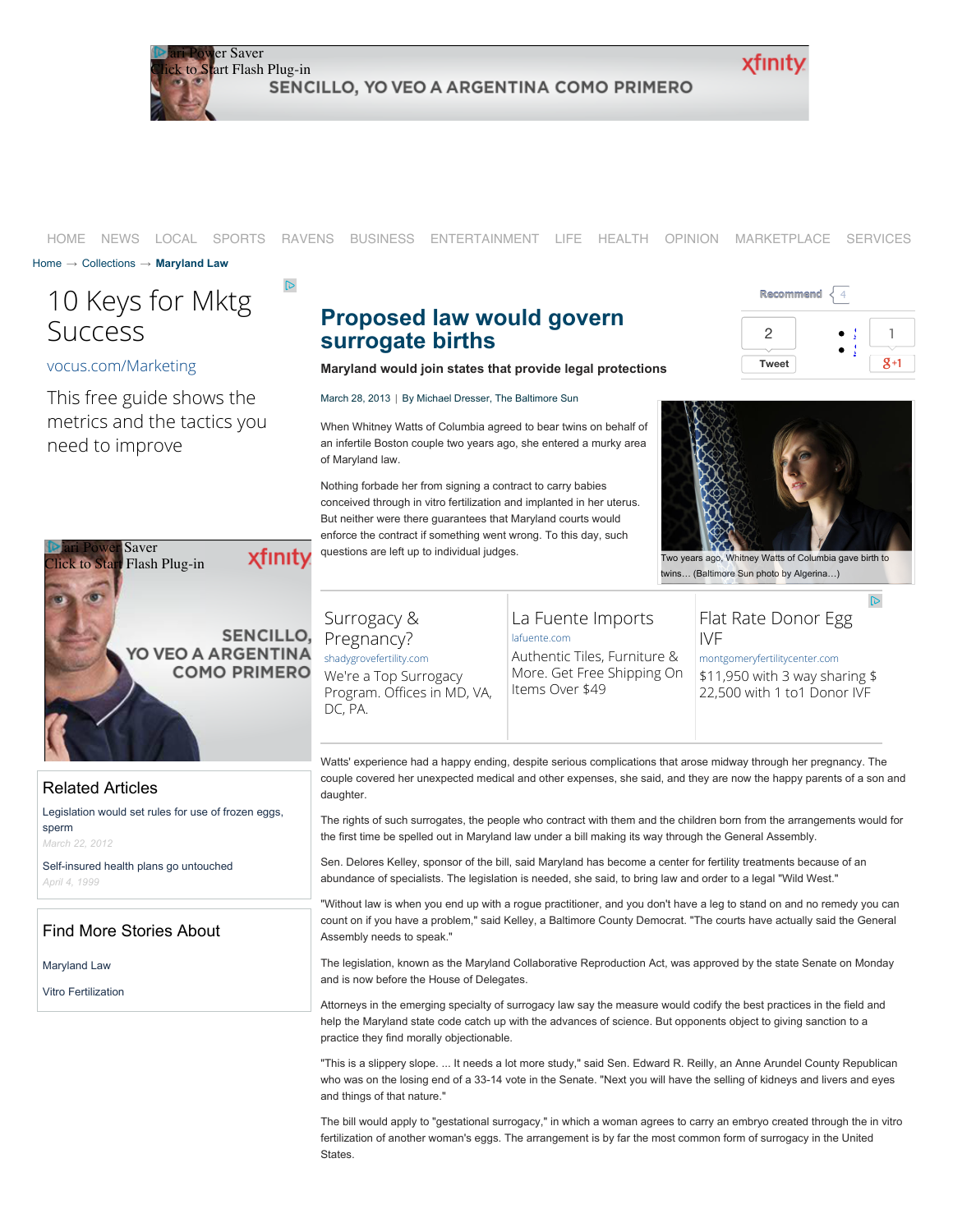HOME NEWS LOCAL SPORTS RAVENS BUSINESS ENTERTAINMENT LIFE HEALTH OPINION MARKETPLACE SERVICES

Home → Collections → **Maryland Law**

# Proposed law would govern surrogate births

**Maryland would join states that provide legal protections**

March 28, 2013 | By Michael Dresser, The Baltimore Sun

When Whitney Watts of Columbia agreed to bear twins on behalf of an infertile Boston couple two years ago, she entered a murky area of Maryland law.

Nothing forbade her from signing a contract to carry babies conceived through in vitro fertilization and implanted in her uterus. But neither were there guarantees that Maryland courts would enforce the contract if something went wrong. To this day, such questions are left up to individual judges.

Two years ago, Whitney Watts of Columbia gave birth to twins… (Baltimore Sun photo by Algerina…)

Watts' experience had a happy ending, despite serious complications that arose midway through her pregnancy. The couple covered her unexpected medical and other expenses, she said, and they are now the happy parents of a son and daughter.

The rights of such surrogates, the people who contract with them and the children born from the arrangements would for the first time be spelled out in Maryland law under a bill making its way through the General Assembly.

Sen. Delores Kelley, sponsor of the bill, said Maryland has become a center for fertility treatments because of an abundance of specialists. The legislation is needed, she said, to bring law and order to a legal "Wild West."

"Without law is when you end up with a rogue practitioner, and you don't have a leg to stand on and no remedy you can count on if you have a problem," said Kelley, a Baltimore County Democrat. "The courts have actually said the General Assembly needs to speak."

The legislation, known as the Maryland Collaborative Reproduction Act, was approved by the state Senate on Monday and is now before the House of Delegates.

Attorneys in the emerging specialty of surrogacy law say the measure would codify the best practices in the field and help the Maryland state code catch up with the advances of science. But opponents object to giving sanction to a practice they find morally objectionable.

"This is a slippery slope. ... It needs a lot more study," said Sen. Edward R. Reilly, an Anne Arundel County Republican who was on the losing end of a 33-14 vote in the Senate. "Next you will have the selling of kidneys and livers and eyes and things of that nature."

The bill would apply to "gestational surrogacy," in which a woman agrees to carry an embryo created through the in vitro fertilization of another woman's eggs. The arrangement is by far the most common form of surrogacy in the United States.

## Related Articles

Legislation would set rules for use of frozen eggs, sperm
*March 22, 2012*

Self-insured health plans go untouched
*April 4, 1999*

## Find More Stories About

Maryland Law

Vitro Fertilization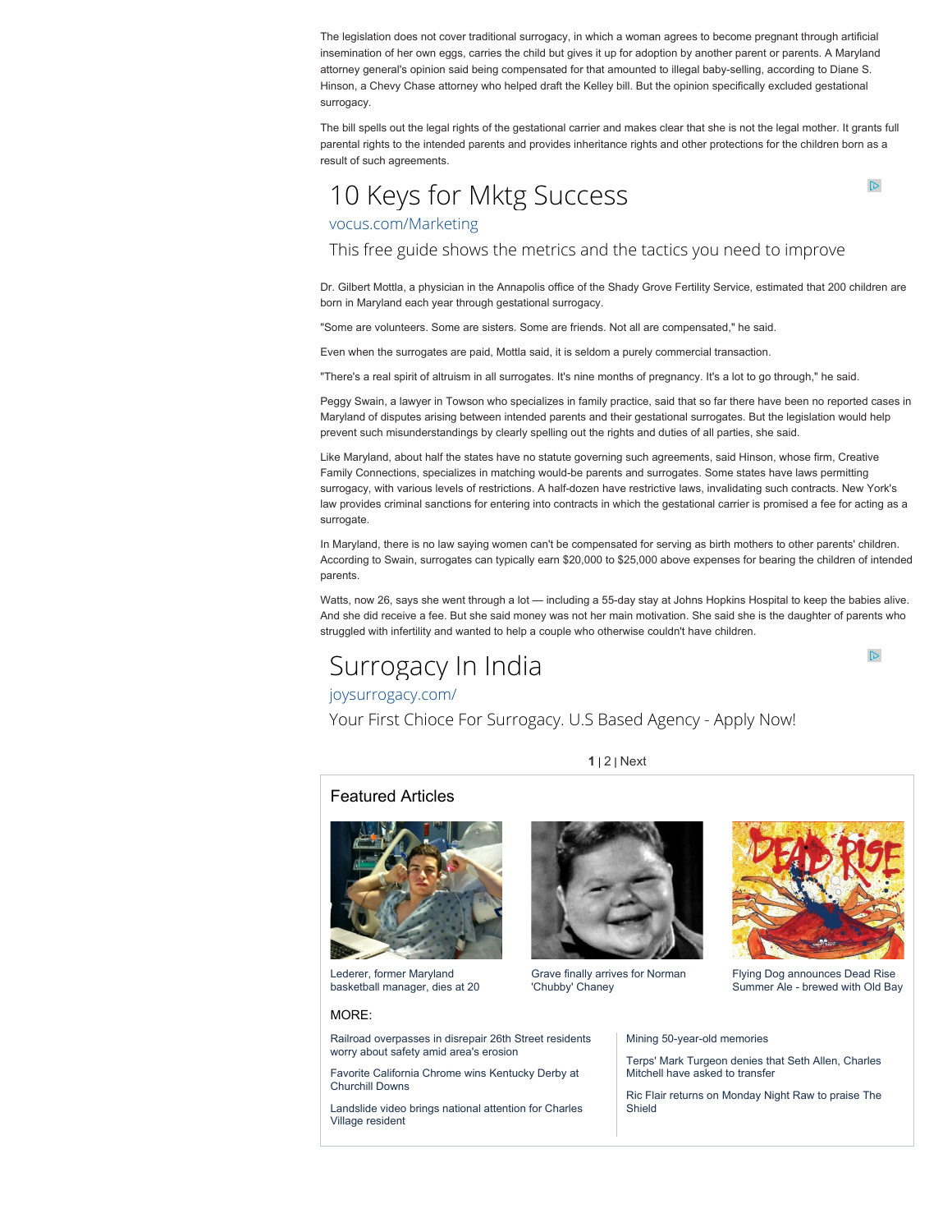The legislation does not cover traditional surrogacy, in which a woman agrees to become pregnant through artificial insemination of her own eggs, carries the child but gives it up for adoption by another parent or parents. A Maryland attorney general's opinion said being compensated for that amounted to illegal baby-selling, according to Diane S. Hinson, a Chevy Chase attorney who helped draft the Kelley bill. But the opinion specifically excluded gestational surrogacy.

The bill spells out the legal rights of the gestational carrier and makes clear that she is not the legal mother. It grants full parental rights to the intended parents and provides inheritance rights and other protections for the children born as a result of such agreements.

10 Keys for Mktg Success
vocus.com/Marketing
This free guide shows the metrics and the tactics you need to improve

Dr. Gilbert Mottla, a physician in the Annapolis office of the Shady Grove Fertility Service, estimated that 200 children are born in Maryland each year through gestational surrogacy.

"Some are volunteers. Some are sisters. Some are friends. Not all are compensated," he said.

Even when the surrogates are paid, Mottla said, it is seldom a purely commercial transaction.

"There's a real spirit of altruism in all surrogates. It's nine months of pregnancy. It's a lot to go through," he said.

Peggy Swain, a lawyer in Towson who specializes in family practice, said that so far there have been no reported cases in Maryland of disputes arising between intended parents and their gestational surrogates. But the legislation would help prevent such misunderstandings by clearly spelling out the rights and duties of all parties, she said.

Like Maryland, about half the states have no statute governing such agreements, said Hinson, whose firm, Creative Family Connections, specializes in matching would-be parents and surrogates. Some states have laws permitting surrogacy, with various levels of restrictions. A half-dozen have restrictive laws, invalidating such contracts. New York's law provides criminal sanctions for entering into contracts in which the gestational carrier is promised a fee for acting as a surrogate.

In Maryland, there is no law saying women can't be compensated for serving as birth mothers to other parents' children. According to Swain, surrogates can typically earn $20,000 to $25,000 above expenses for bearing the children of intended parents.

Watts, now 26, says she went through a lot — including a 55-day stay at Johns Hopkins Hospital to keep the babies alive. And she did receive a fee. But she said money was not her main motivation. She said she is the daughter of parents who struggled with infertility and wanted to help a couple who otherwise couldn't have children.

Surrogacy In India
joysurrogacy.com/
Your First Chioce For Surrogacy. U.S Based Agency - Apply Now!

**1** | 2 | Next

## Featured Articles

Lederer, former Maryland basketball manager, dies at 20

Grave finally arrives for Norman 'Chubby' Chaney

Flying Dog announces Dead Rise Summer Ale - brewed with Old Bay

MORE:

Railroad overpasses in disrepair 26th Street residents worry about safety amid area's erosion

Favorite California Chrome wins Kentucky Derby at Churchill Downs

Landslide video brings national attention for Charles Village resident

Mining 50-year-old memories

Terps' Mark Turgeon denies that Seth Allen, Charles Mitchell have asked to transfer

Ric Flair returns on Monday Night Raw to praise The Shield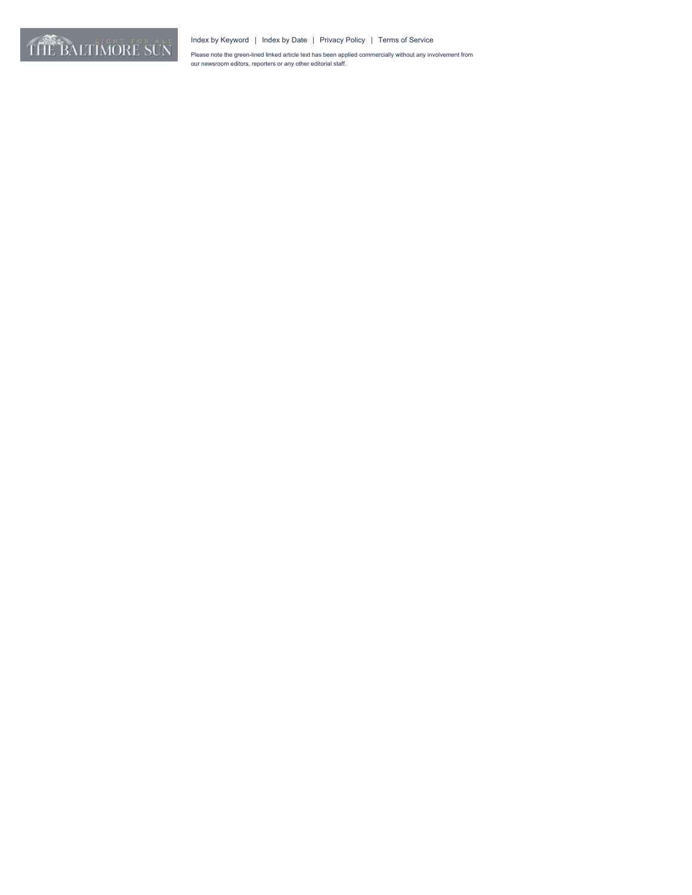THE BALTIMORE SUN — LIGHT FOR ALL

Index by Keyword | Index by Date | Privacy Policy | Terms of Service

Please note the green-lined linked article text has been applied commercially without any involvement from our newsroom editors, reporters or any other editorial staff.